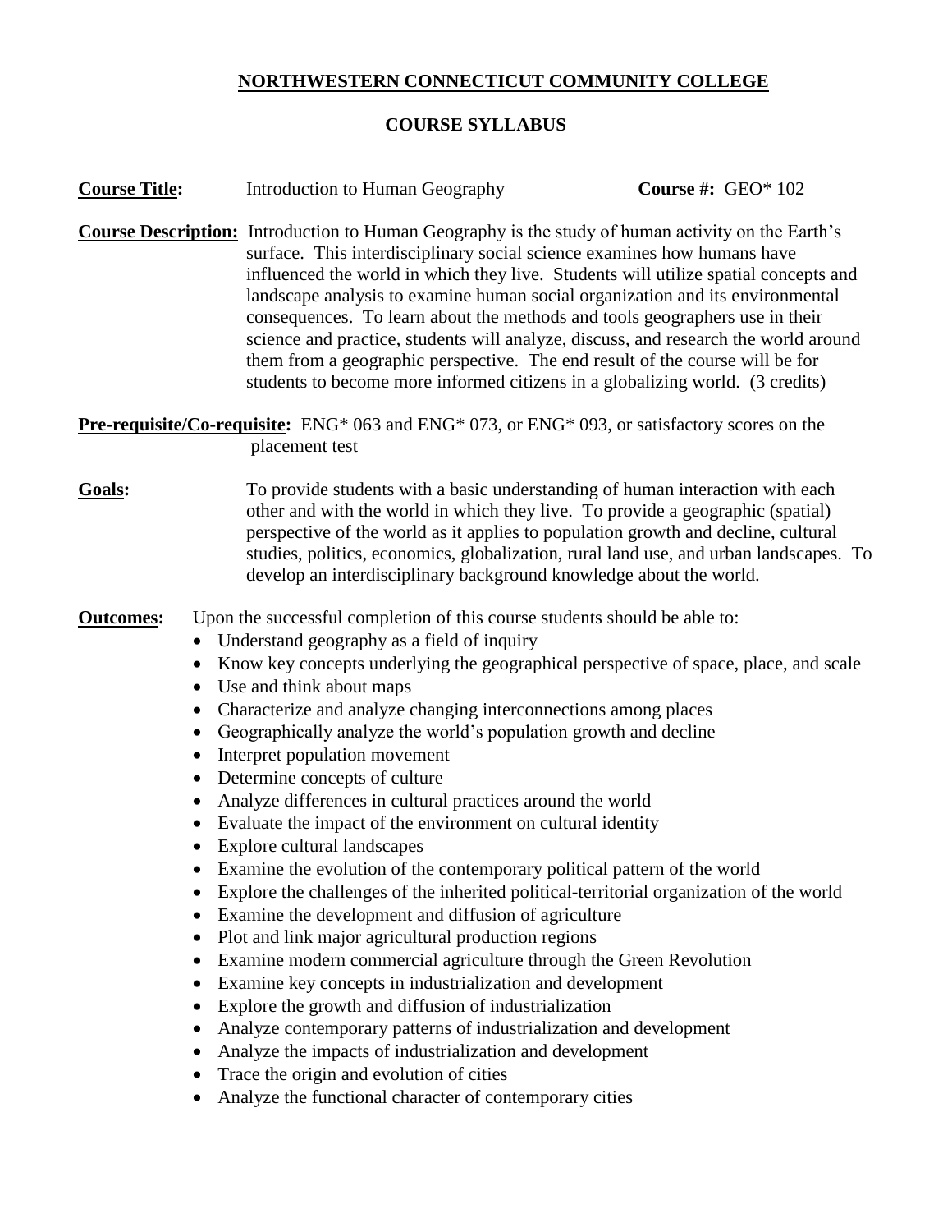# NORTHWESTERN CONNECTICUT COMMUNITY COLLEGE

## COURSE SYLLABUS

**Course Title:** Introduction to Human Geography **Course #:** GEO* 102

**Course Description:** Introduction to Human Geography is the study of human activity on the Earth's surface. This interdisciplinary social science examines how humans have influenced the world in which they live. Students will utilize spatial concepts and landscape analysis to examine human social organization and its environmental consequences. To learn about the methods and tools geographers use in their science and practice, students will analyze, discuss, and research the world around them from a geographic perspective. The end result of the course will be for students to become more informed citizens in a globalizing world. (3 credits)

**Pre-requisite/Co-requisite:** ENG* 063 and ENG* 073, or ENG* 093, or satisfactory scores on the placement test

**Goals:** To provide students with a basic understanding of human interaction with each other and with the world in which they live. To provide a geographic (spatial) perspective of the world as it applies to population growth and decline, cultural studies, politics, economics, globalization, rural land use, and urban landscapes. To develop an interdisciplinary background knowledge about the world.

**Outcomes:** Upon the successful completion of this course students should be able to:

- Understand geography as a field of inquiry
- Know key concepts underlying the geographical perspective of space, place, and scale
- Use and think about maps
- Characterize and analyze changing interconnections among places
- Geographically analyze the world's population growth and decline
- Interpret population movement
- Determine concepts of culture
- Analyze differences in cultural practices around the world
- Evaluate the impact of the environment on cultural identity
- Explore cultural landscapes
- Examine the evolution of the contemporary political pattern of the world
- Explore the challenges of the inherited political-territorial organization of the world
- Examine the development and diffusion of agriculture
- Plot and link major agricultural production regions
- Examine modern commercial agriculture through the Green Revolution
- Examine key concepts in industrialization and development
- Explore the growth and diffusion of industrialization
- Analyze contemporary patterns of industrialization and development
- Analyze the impacts of industrialization and development
- Trace the origin and evolution of cities
- Analyze the functional character of contemporary cities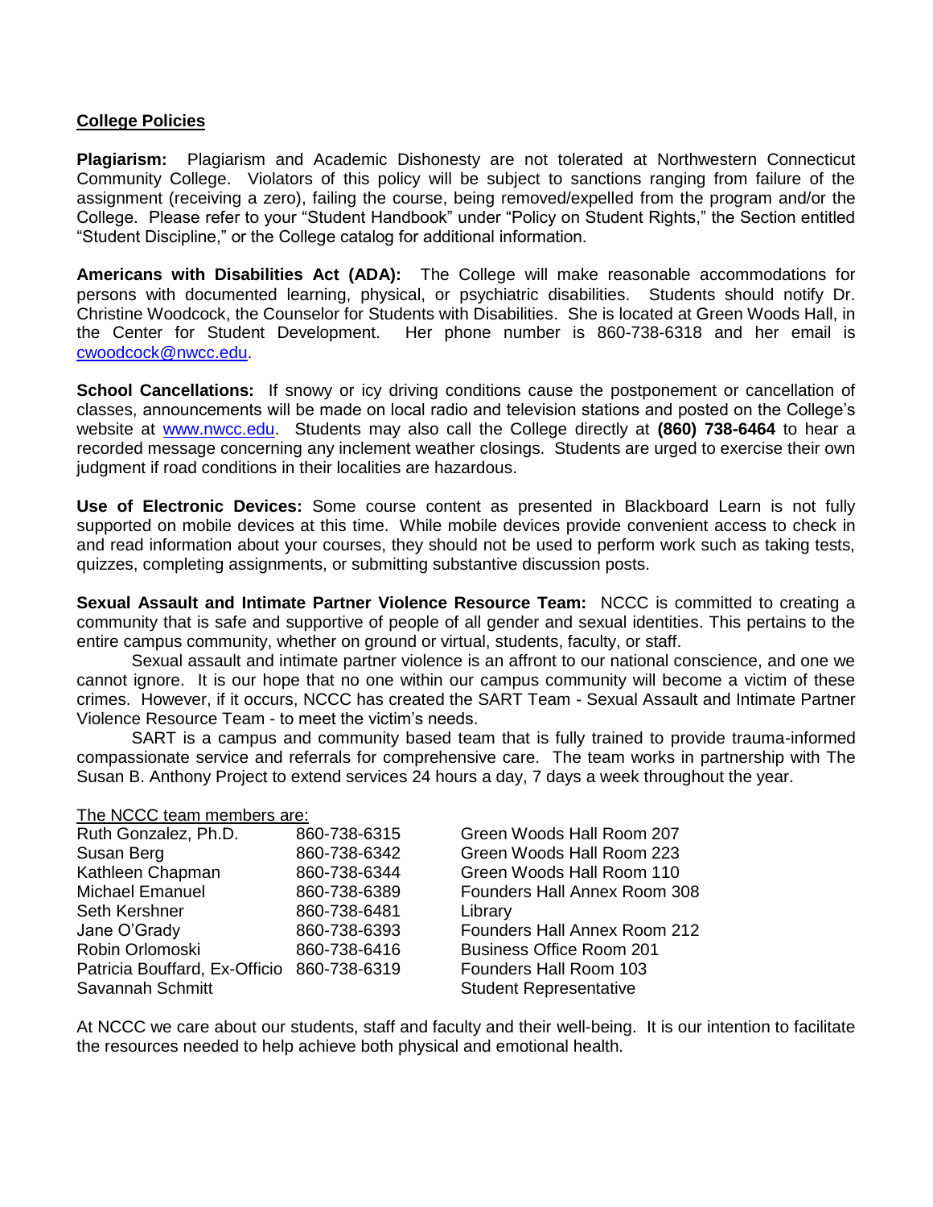## College Policies

**Plagiarism:** Plagiarism and Academic Dishonesty are not tolerated at Northwestern Connecticut Community College. Violators of this policy will be subject to sanctions ranging from failure of the assignment (receiving a zero), failing the course, being removed/expelled from the program and/or the College. Please refer to your "Student Handbook" under "Policy on Student Rights," the Section entitled "Student Discipline," or the College catalog for additional information.

**Americans with Disabilities Act (ADA):** The College will make reasonable accommodations for persons with documented learning, physical, or psychiatric disabilities. Students should notify Dr. Christine Woodcock, the Counselor for Students with Disabilities. She is located at Green Woods Hall, in the Center for Student Development. Her phone number is 860-738-6318 and her email is cwoodcock@nwcc.edu.

**School Cancellations:** If snowy or icy driving conditions cause the postponement or cancellation of classes, announcements will be made on local radio and television stations and posted on the College's website at www.nwcc.edu. Students may also call the College directly at **(860) 738-6464** to hear a recorded message concerning any inclement weather closings. Students are urged to exercise their own judgment if road conditions in their localities are hazardous.

**Use of Electronic Devices:** Some course content as presented in Blackboard Learn is not fully supported on mobile devices at this time. While mobile devices provide convenient access to check in and read information about your courses, they should not be used to perform work such as taking tests, quizzes, completing assignments, or submitting substantive discussion posts.

**Sexual Assault and Intimate Partner Violence Resource Team:** NCCC is committed to creating a community that is safe and supportive of people of all gender and sexual identities. This pertains to the entire campus community, whether on ground or virtual, students, faculty, or staff.

Sexual assault and intimate partner violence is an affront to our national conscience, and one we cannot ignore. It is our hope that no one within our campus community will become a victim of these crimes. However, if it occurs, NCCC has created the SART Team - Sexual Assault and Intimate Partner Violence Resource Team - to meet the victim's needs.

SART is a campus and community based team that is fully trained to provide trauma-informed compassionate service and referrals for comprehensive care. The team works in partnership with The Susan B. Anthony Project to extend services 24 hours a day, 7 days a week throughout the year.

The NCCC team members are:

| Name | Phone | Location |
|---|---|---|
| Ruth Gonzalez, Ph.D. | 860-738-6315 | Green Woods Hall Room 207 |
| Susan Berg | 860-738-6342 | Green Woods Hall Room 223 |
| Kathleen Chapman | 860-738-6344 | Green Woods Hall Room 110 |
| Michael Emanuel | 860-738-6389 | Founders Hall Annex Room 308 |
| Seth Kershner | 860-738-6481 | Library |
| Jane O'Grady | 860-738-6393 | Founders Hall Annex Room 212 |
| Robin Orlomoski | 860-738-6416 | Business Office Room 201 |
| Patricia Bouffard, Ex-Officio | 860-738-6319 | Founders Hall Room 103 |
| Savannah Schmitt | | Student Representative |

At NCCC we care about our students, staff and faculty and their well-being. It is our intention to facilitate the resources needed to help achieve both physical and emotional health.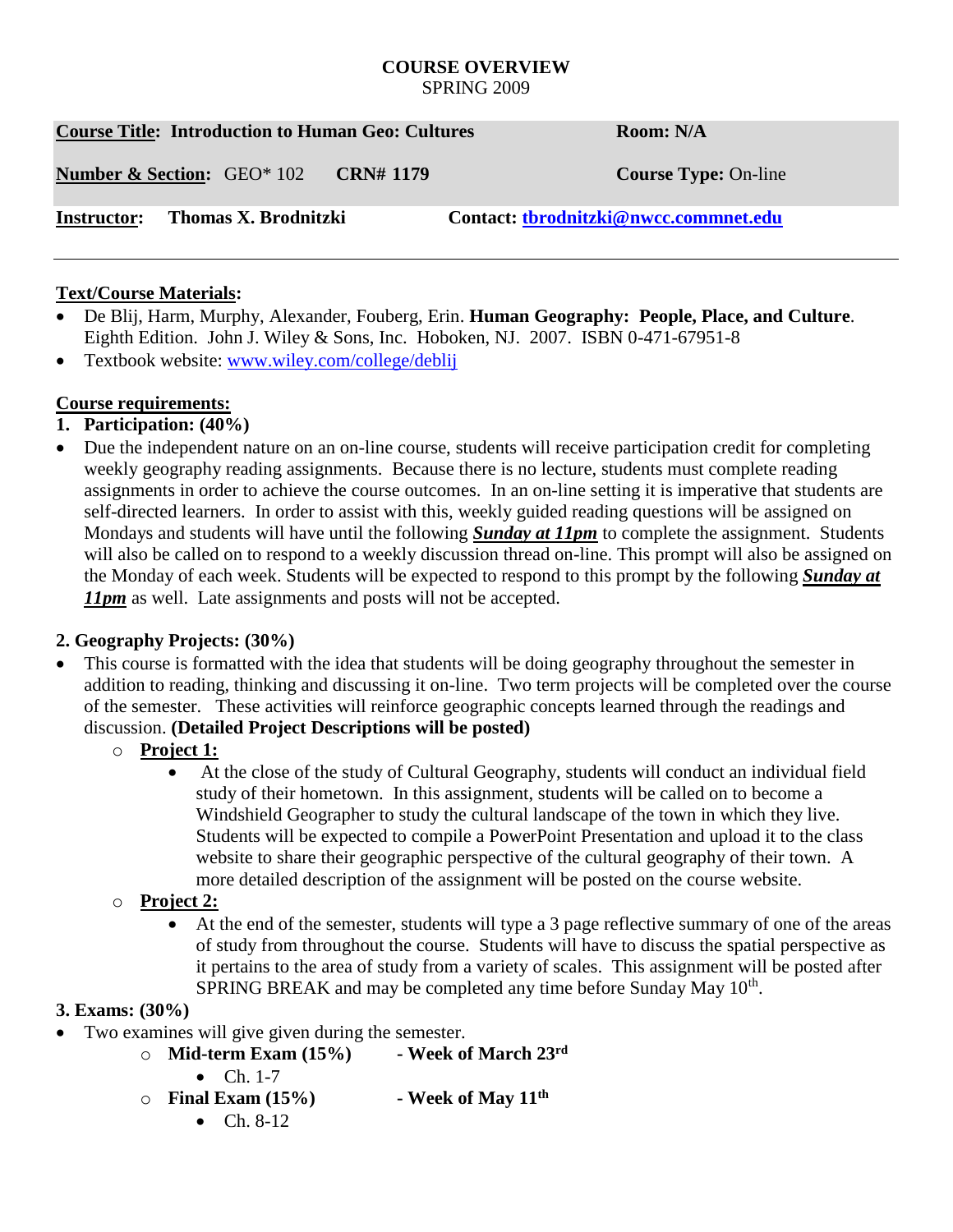**COURSE OVERVIEW**
SPRING 2009

| **Course Title: Introduction to Human Geo: Cultures** | **Room: N/A** |
|---|---|
| **Number & Section:** GEO* 102 **CRN# 1179** | **Course Type:** On-line |
| **Instructor:** **Thomas X. Brodnitzki** | **Contact: tbrodnitzki@nwcc.commnet.edu** |

**Text/Course Materials:**

- De Blij, Harm, Murphy, Alexander, Fouberg, Erin. **Human Geography: People, Place, and Culture**. Eighth Edition. John J. Wiley & Sons, Inc. Hoboken, NJ. 2007. ISBN 0-471-67951-8
- Textbook website: www.wiley.com/college/deblij

**Course requirements:**

**1. Participation: (40%)**

- Due the independent nature on an on-line course, students will receive participation credit for completing weekly geography reading assignments. Because there is no lecture, students must complete reading assignments in order to achieve the course outcomes. In an on-line setting it is imperative that students are self-directed learners. In order to assist with this, weekly guided reading questions will be assigned on Mondays and students will have until the following ***Sunday at 11pm*** to complete the assignment. Students will also be called on to respond to a weekly discussion thread on-line. This prompt will also be assigned on the Monday of each week. Students will be expected to respond to this prompt by the following ***Sunday at 11pm*** as well. Late assignments and posts will not be accepted.

**2. Geography Projects: (30%)**

- This course is formatted with the idea that students will be doing geography throughout the semester in addition to reading, thinking and discussing it on-line. Two term projects will be completed over the course of the semester. These activities will reinforce geographic concepts learned through the readings and discussion. **(Detailed Project Descriptions will be posted)**
  - **Project 1:**
    - At the close of the study of Cultural Geography, students will conduct an individual field study of their hometown. In this assignment, students will be called on to become a Windshield Geographer to study the cultural landscape of the town in which they live. Students will be expected to compile a PowerPoint Presentation and upload it to the class website to share their geographic perspective of the cultural geography of their town. A more detailed description of the assignment will be posted on the course website.
  - **Project 2:**
    - At the end of the semester, students will type a 3 page reflective summary of one of the areas of study from throughout the course. Students will have to discuss the spatial perspective as it pertains to the area of study from a variety of scales. This assignment will be posted after SPRING BREAK and may be completed any time before Sunday May 10th.

**3. Exams: (30%)**

- Two examines will give given during the semester.
  - **Mid-term Exam (15%)** **- Week of March 23rd**
    - Ch. 1-7
  - **Final Exam (15%)** **- Week of May 11th**
    - Ch. 8-12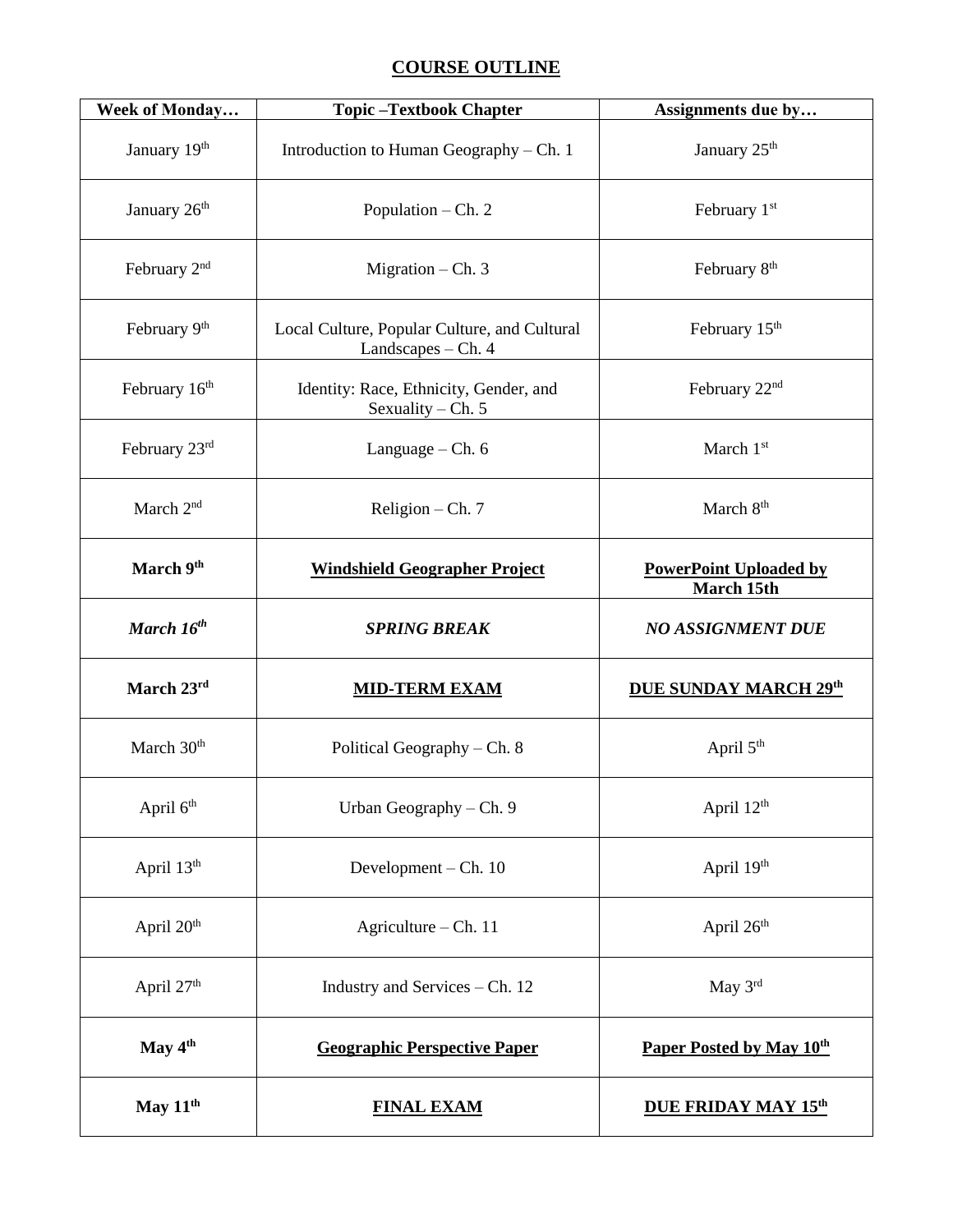## COURSE OUTLINE

| Week of Monday… | Topic –Textbook Chapter | Assignments due by… |
|---|---|---|
| January 19th | Introduction to Human Geography – Ch. 1 | January 25th |
| January 26th | Population – Ch. 2 | February 1st |
| February 2nd | Migration – Ch. 3 | February 8th |
| February 9th | Local Culture, Popular Culture, and Cultural Landscapes – Ch. 4 | February 15th |
| February 16th | Identity: Race, Ethnicity, Gender, and Sexuality – Ch. 5 | February 22nd |
| February 23rd | Language – Ch. 6 | March 1st |
| March 2nd | Religion – Ch. 7 | March 8th |
| **March 9th** | **Windshield Geographer Project** | **PowerPoint Uploaded by March 15th** |
| ***March 16th*** | ***SPRING BREAK*** | ***NO ASSIGNMENT DUE*** |
| **March 23rd** | **MID-TERM EXAM** | **DUE SUNDAY MARCH 29th** |
| March 30th | Political Geography – Ch. 8 | April 5th |
| April 6th | Urban Geography – Ch. 9 | April 12th |
| April 13th | Development – Ch. 10 | April 19th |
| April 20th | Agriculture – Ch. 11 | April 26th |
| April 27th | Industry and Services – Ch. 12 | May 3rd |
| **May 4th** | **Geographic Perspective Paper** | **Paper Posted by May 10th** |
| **May 11th** | **FINAL EXAM** | **DUE FRIDAY MAY 15th** |